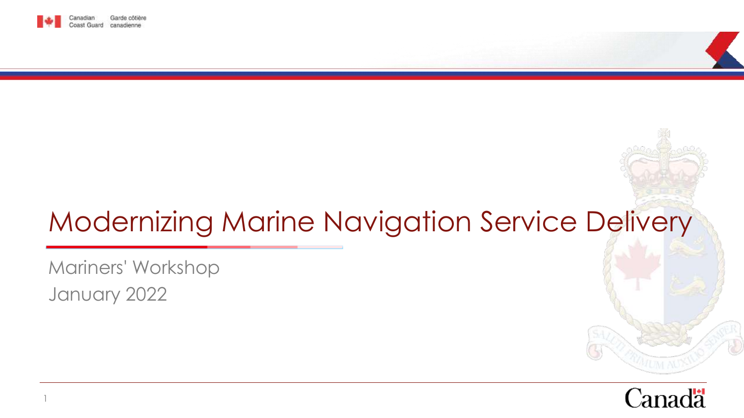Canadian Coast Guard | Garde côtière canadienne

# Modernizing Marine Navigation Service Delivery

Mariners' Workshop

January 2022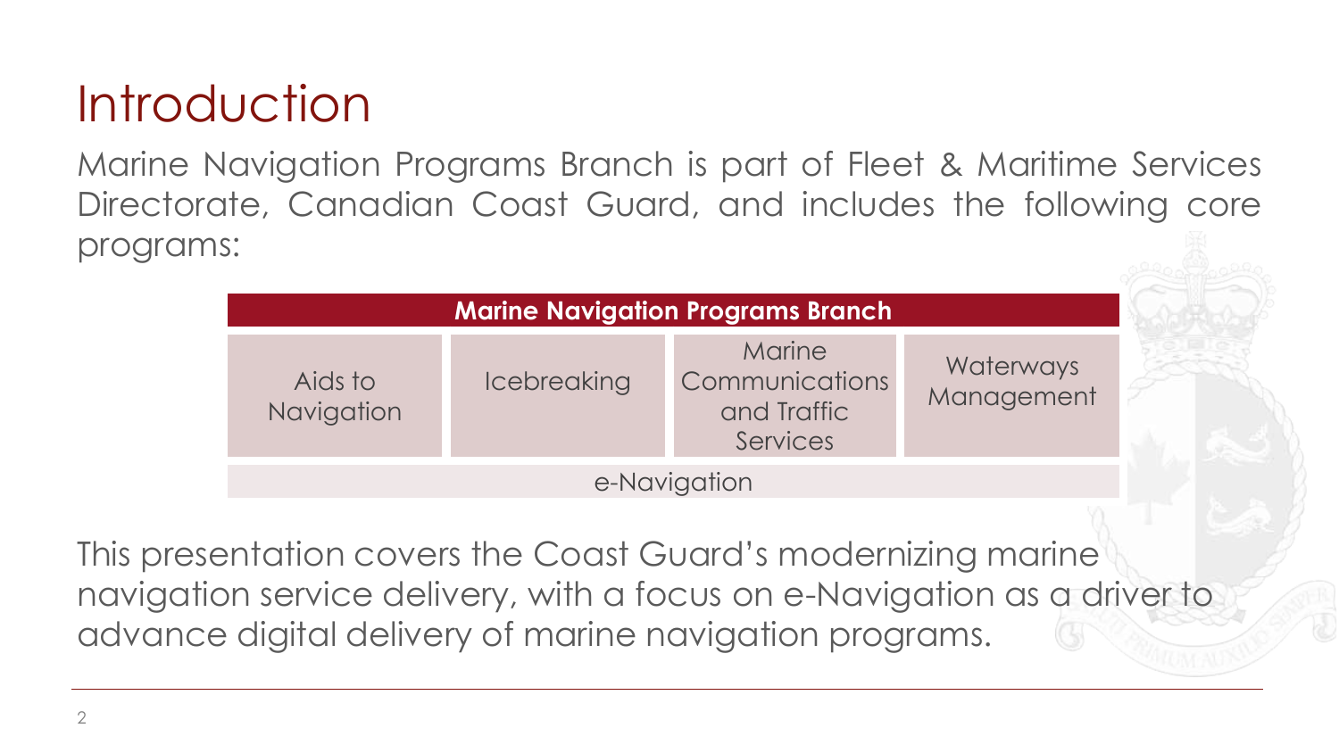# Introduction

Marine Navigation Programs Branch is part of Fleet & Maritime Services Directorate, Canadian Coast Guard, and includes the following core programs:

| **Marine Navigation Programs Branch** | | | |
|---|---|---|---|
| Aids to Navigation | Icebreaking | Marine Communications and Traffic Services | Waterways Management |
| e-Navigation | | | |

This presentation covers the Coast Guard's modernizing marine navigation service delivery, with a focus on e-Navigation as a driver to advance digital delivery of marine navigation programs.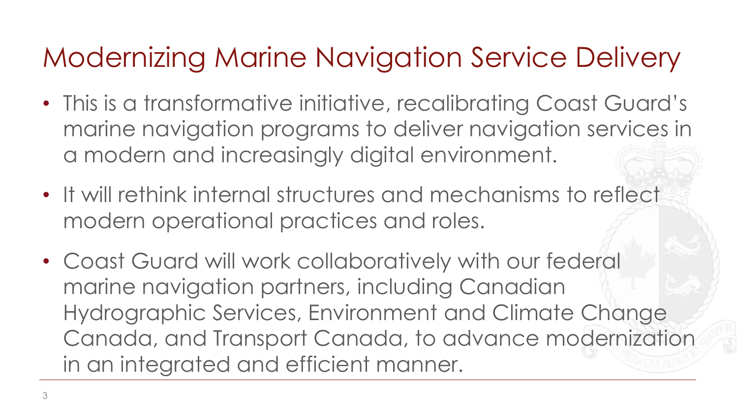# Modernizing Marine Navigation Service Delivery

- This is a transformative initiative, recalibrating Coast Guard's marine navigation programs to deliver navigation services in a modern and increasingly digital environment.
- It will rethink internal structures and mechanisms to reflect modern operational practices and roles.
- Coast Guard will work collaboratively with our federal marine navigation partners, including Canadian Hydrographic Services, Environment and Climate Change Canada, and Transport Canada, to advance modernization in an integrated and efficient manner.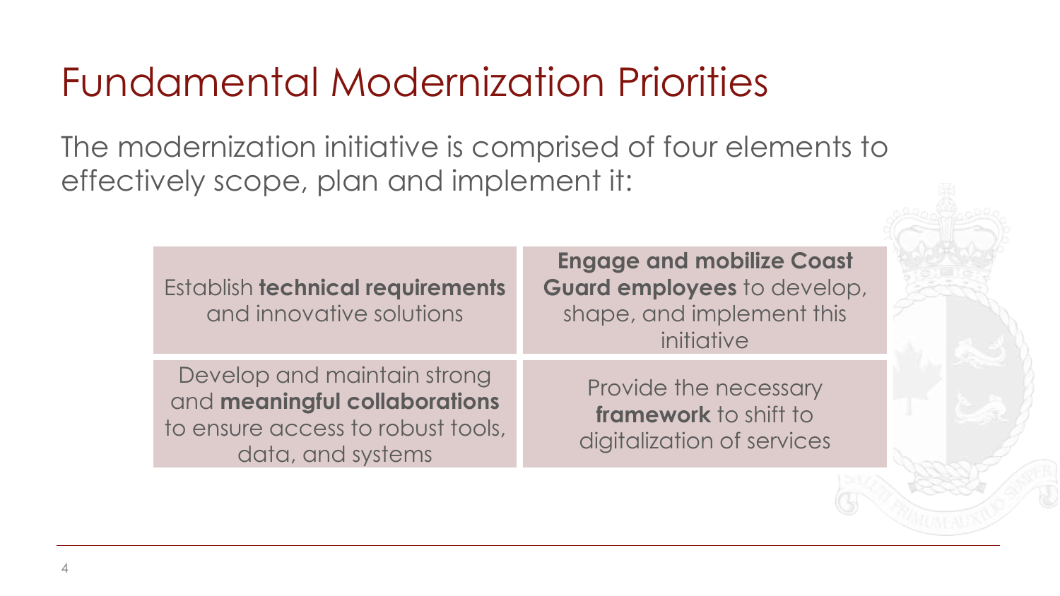# Fundamental Modernization Priorities

The modernization initiative is comprised of four elements to effectively scope, plan and implement it:

- Establish **technical requirements** and innovative solutions
- **Engage and mobilize Coast Guard employees** to develop, shape, and implement this initiative
- Develop and maintain strong and **meaningful collaborations** to ensure access to robust tools, data, and systems
- Provide the necessary **framework** to shift to digitalization of services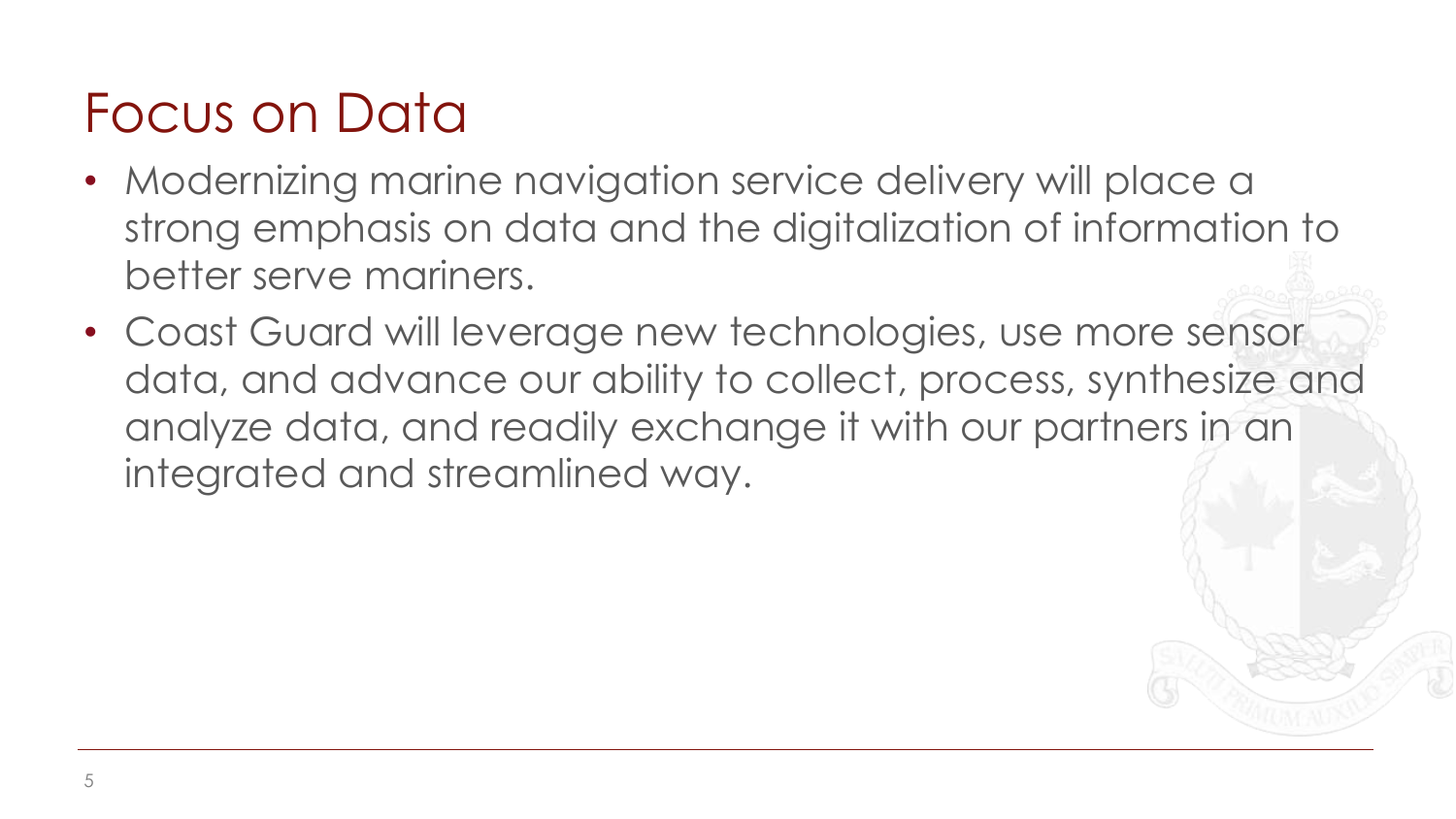# Focus on Data

- Modernizing marine navigation service delivery will place a strong emphasis on data and the digitalization of information to better serve mariners.
- Coast Guard will leverage new technologies, use more sensor data, and advance our ability to collect, process, synthesize and analyze data, and readily exchange it with our partners in an integrated and streamlined way.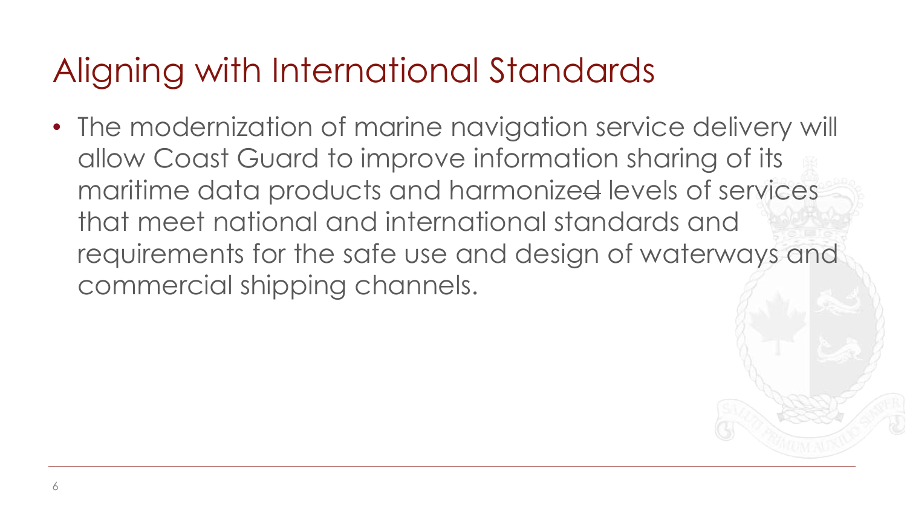# Aligning with International Standards

- The modernization of marine navigation service delivery will allow Coast Guard to improve information sharing of its maritime data products and harmonize~~d~~ levels of services that meet national and international standards and requirements for the safe use and design of waterways and commercial shipping channels.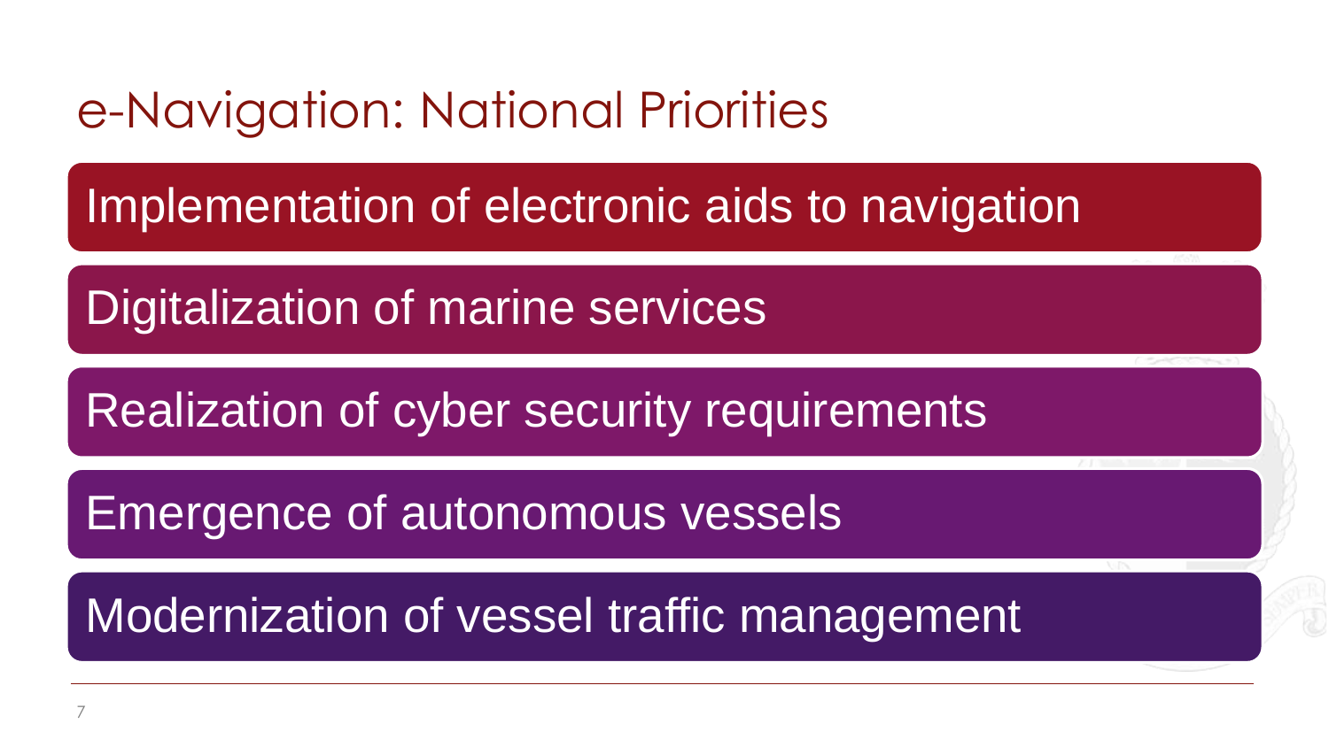# e-Navigation: National Priorities

- Implementation of electronic aids to navigation
- Digitalization of marine services
- Realization of cyber security requirements
- Emergence of autonomous vessels
- Modernization of vessel traffic management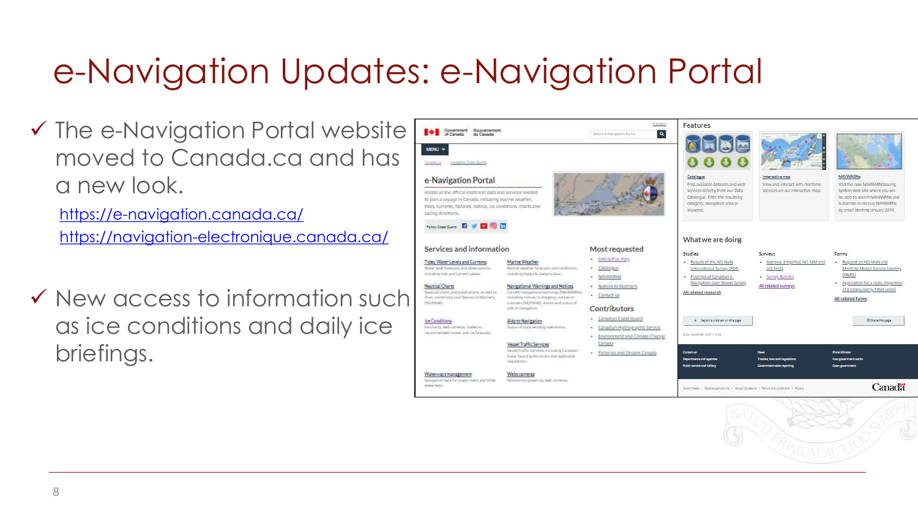# e-Navigation Updates: e-Navigation Portal

- ✓ The e-Navigation Portal website moved to Canada.ca and has a new look.

  https://e-navigation.canada.ca/
  https://navigation-electronique.canada.ca/

- ✓ New access to information such as ice conditions and daily ice briefings.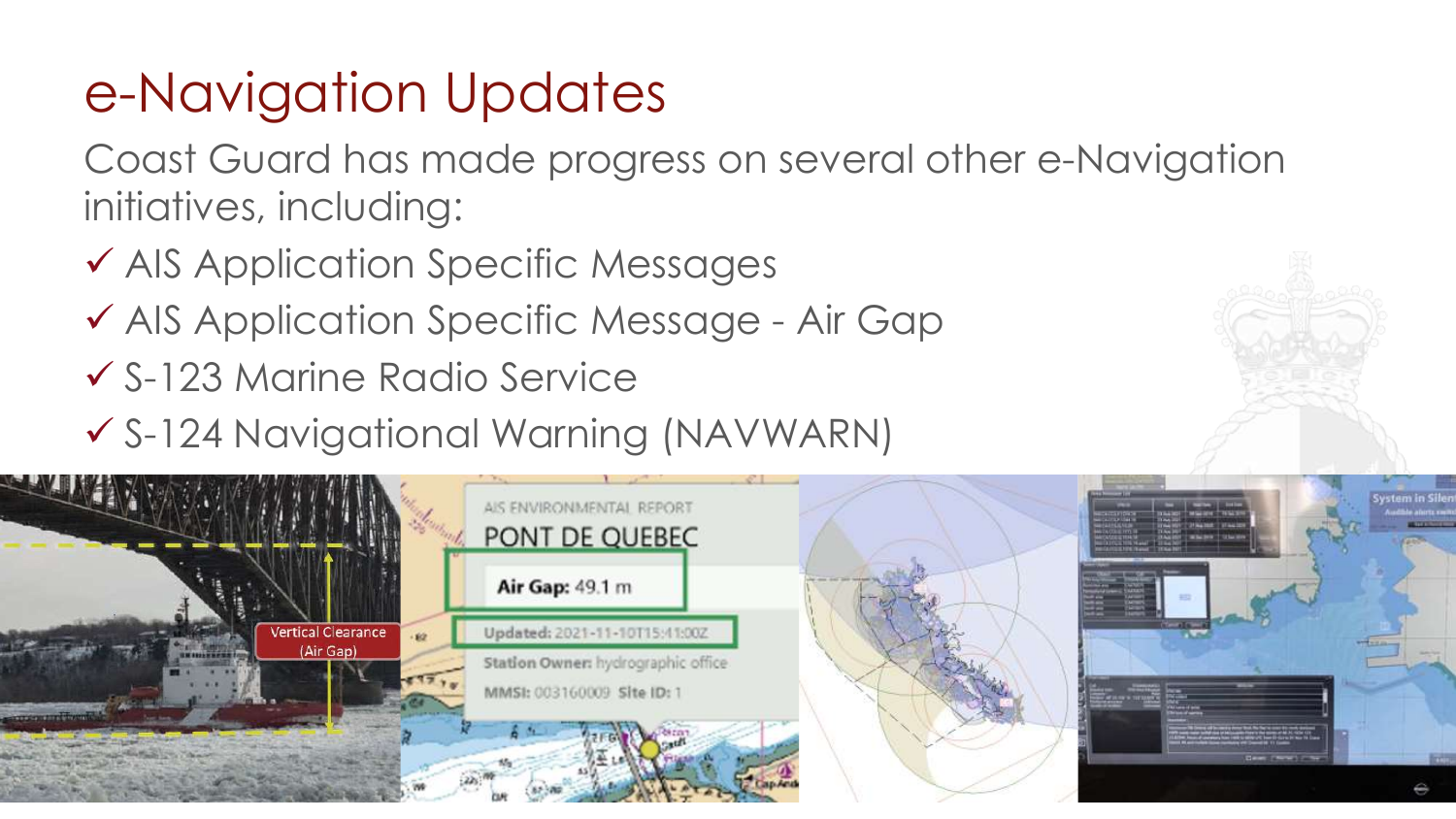# e-Navigation Updates

Coast Guard has made progress on several other e-Navigation initiatives, including:

- ✓ AIS Application Specific Messages
- ✓ AIS Application Specific Message - Air Gap
- ✓ S-123 Marine Radio Service
- ✓ S-124 Navigational Warning (NAVWARN)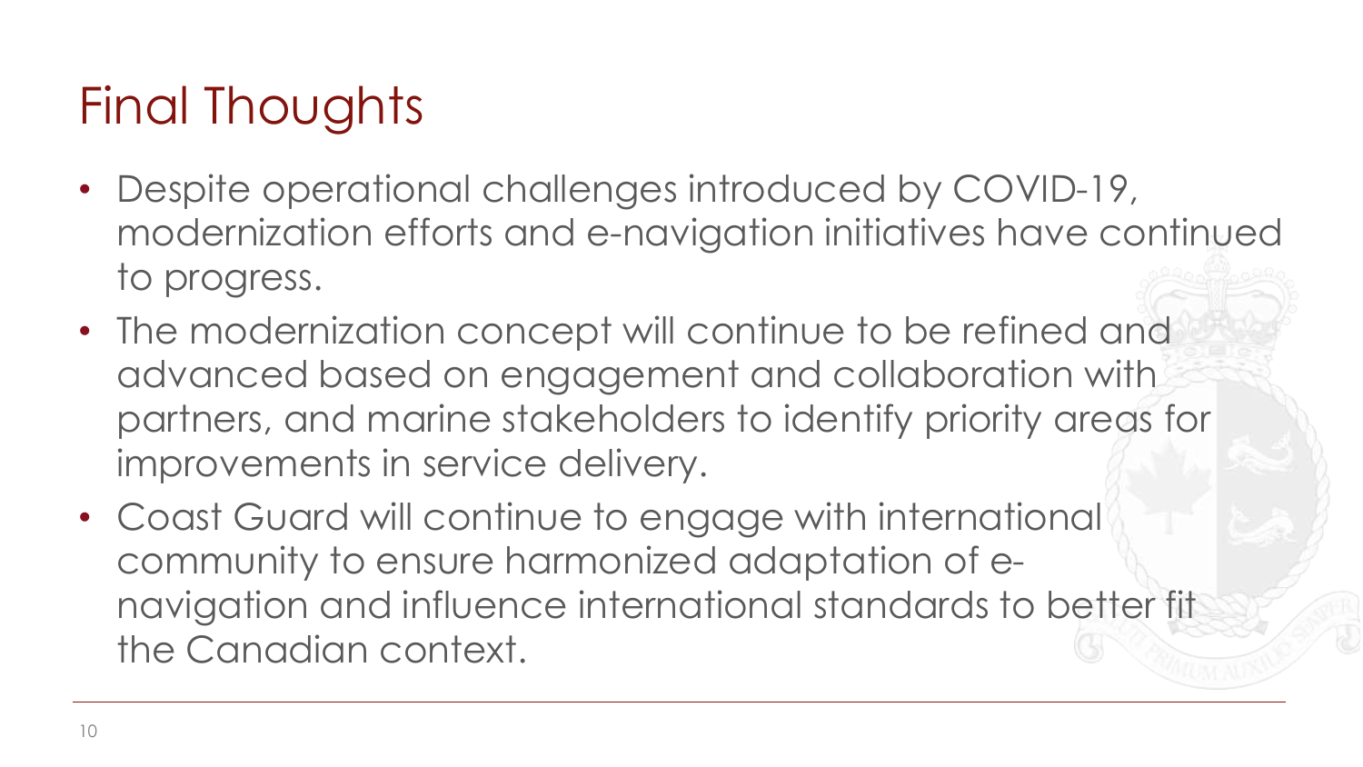# Final Thoughts

- Despite operational challenges introduced by COVID-19, modernization efforts and e-navigation initiatives have continued to progress.
- The modernization concept will continue to be refined and advanced based on engagement and collaboration with partners, and marine stakeholders to identify priority areas for improvements in service delivery.
- Coast Guard will continue to engage with international community to ensure harmonized adaptation of e-navigation and influence international standards to better fit the Canadian context.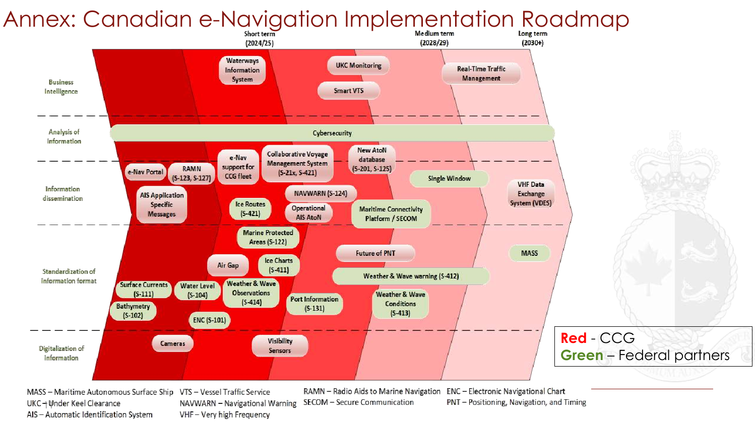# Annex: Canadian e-Navigation Implementation Roadmap

| | Short term (2024/25) | Medium term (2028/29) | Long term (2030+) |
|---|---|---|---|
| **Business Intelligence** | Waterways Information System | UKC Monitoring; Smart VTS | Real-Time Traffic Management |
| **Analysis of information** | Cybersecurity | Cybersecurity | Cybersecurity |
| **Information dissemination** | e-Nav Portal; RAMN (S-123, S-127); AIS Application Specific Messages; e-Nav support for CCG fleet; Ice Routes (S-421); Collaborative Voyage Management System (S-21x, S-421); NAVWARN (S-124); Operational AIS AtoN | New AtoN database (S-201, S-125); Single Window; Maritime Connectivity Platform / SECOM | VHF Data Exchange System (VDES) |
| **Standardization of information format** | Surface Currents (S-111); Bathymetry (S-102); Water Level (S-104); ENC (S-101); Air Gap; Ice Charts (S-411); Weather & Wave Observations (S-414); Marine Protected Areas (S-122); Port Information (S-131) | Future of PNT; Weather & Wave warning (S-412); Weather & Wave Conditions (S-413) | MASS |
| **Digitalization of information** | Cameras; Visibility Sensors | | |

**Red** - CCG
**Green** – Federal partners

MASS – Maritime Autonomous Surface Ship
UKC – Under Keel Clearance
AIS – Automatic Identification System
VTS – Vessel Traffic Service
NAVWARN – Navigational Warning
VHF – Very high Frequency
RAMN – Radio Aids to Marine Navigation
SECOM – Secure Communication
ENC – Electronic Navigational Chart
PNT – Positioning, Navigation, and Timing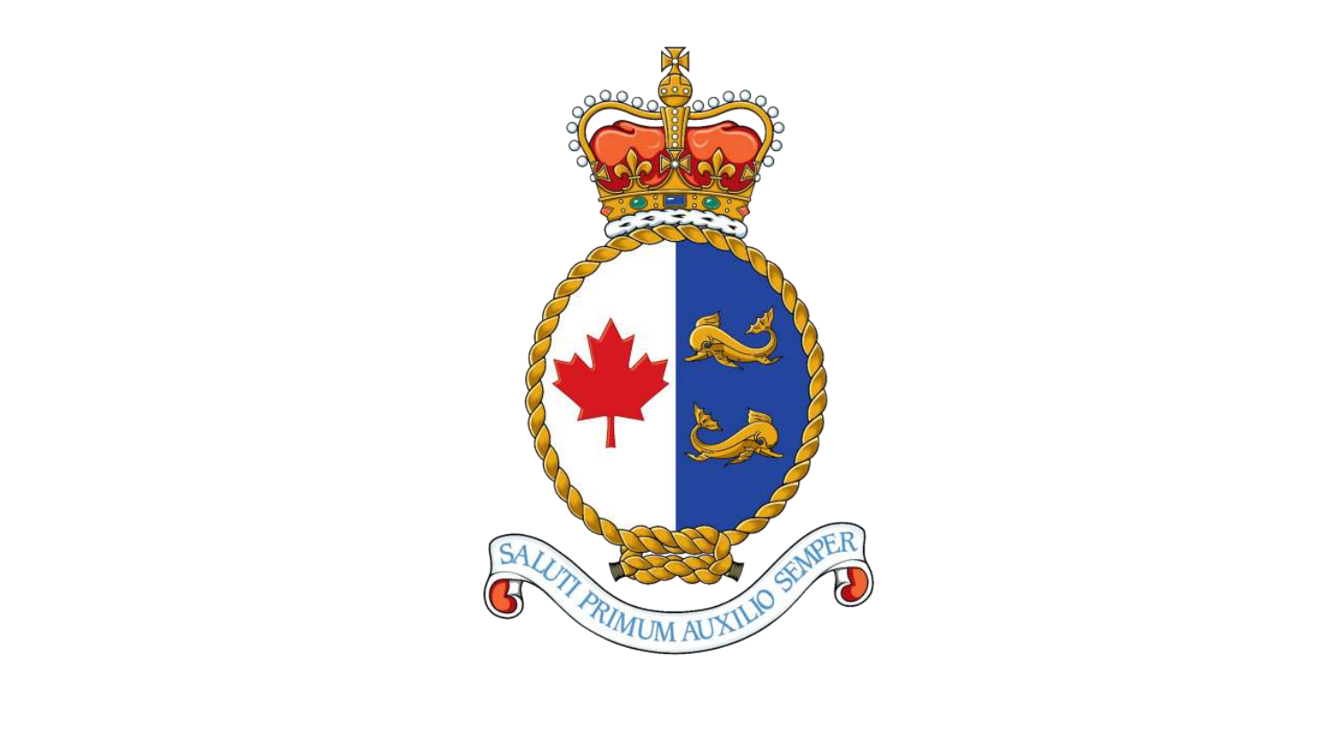SALUTI PRIMUM AUXILIO SEMPER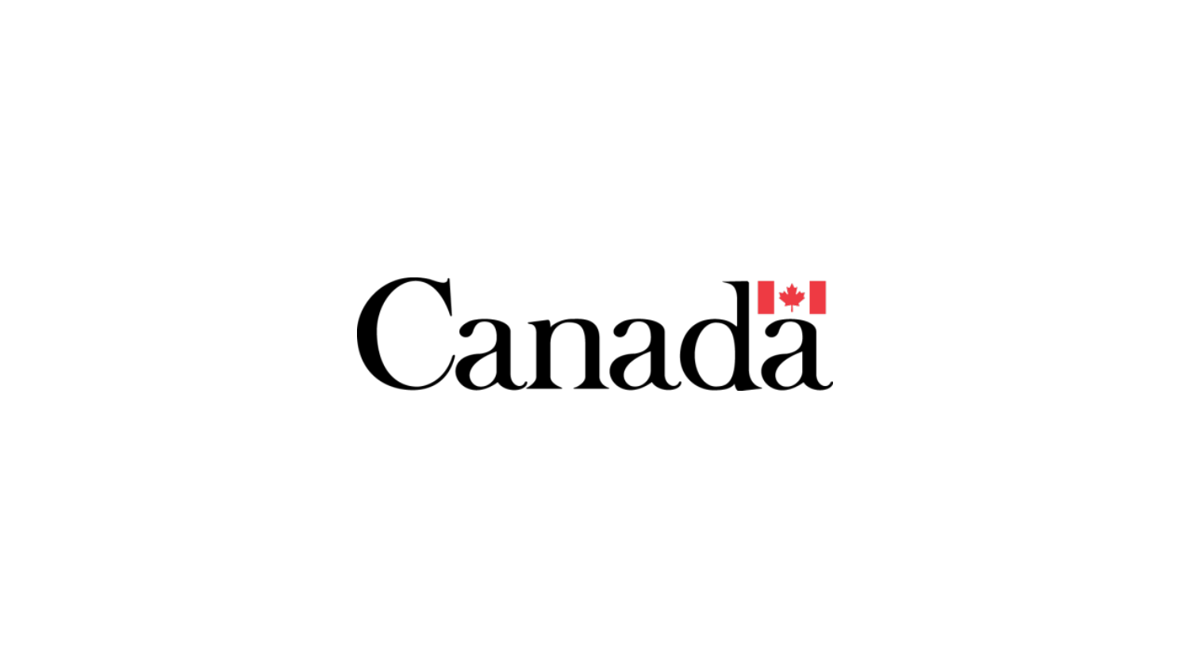Canada